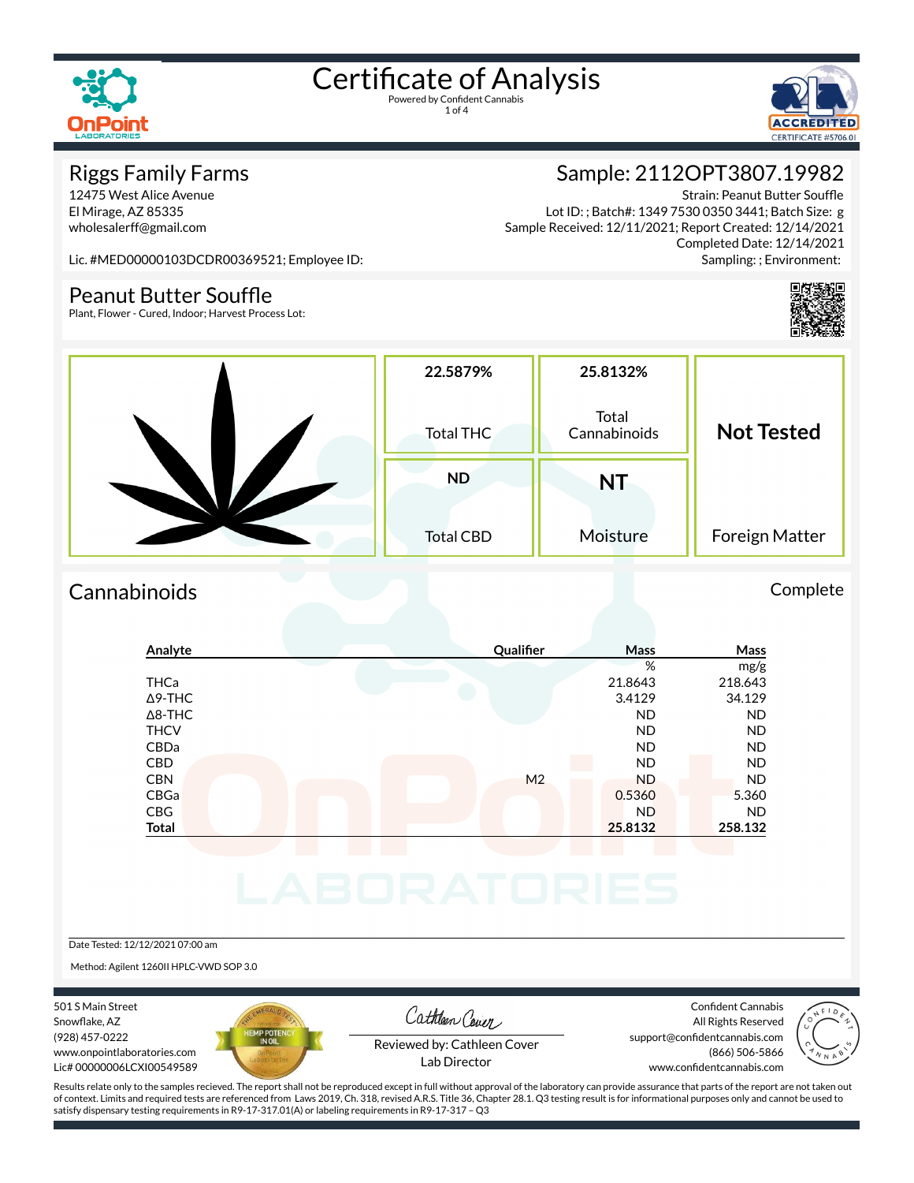# Certificate of Analysis

Powered by Confident Cannabis

## Riggs Family Farms

12475 West Alice Avenue
El Mirage, AZ 85335
wholesalerff@gmail.com

Lic. #MED00000103DCDR00369521; Employee ID:

## Sample: 2112OPT3807.19982

Strain: Peanut Butter Souffle
Lot ID: ; Batch#: 1349 7530 0350 3441; Batch Size: g
Sample Received: 12/11/2021; Report Created: 12/14/2021
Completed Date: 12/14/2021
Sampling: ; Environment:

## Peanut Butter Souffle

Plant, Flower - Cured, Indoor; Harvest Process Lot:

| 22.5879% | 25.8132% | Not Tested |
|---|---|---|
| Total THC | Total Cannabinoids | |
| **ND** | **NT** | |
| Total CBD | Moisture | Foreign Matter |

## Cannabinoids

Complete

| Analyte | Qualifier | Mass % | Mass mg/g |
|---|---|---|---|
| THCa | | 21.8643 | 218.643 |
| Δ9-THC | | 3.4129 | 34.129 |
| Δ8-THC | | ND | ND |
| THCV | | ND | ND |
| CBDa | | ND | ND |
| CBD | | ND | ND |
| CBN | M2 | ND | ND |
| CBGa | | 0.5360 | 5.360 |
| CBG | | ND | ND |
| **Total** | | **25.8132** | **258.132** |

Date Tested: 12/12/2021 07:00 am

Method: Agilent 1260II HPLC-VWD SOP 3.0

501 S Main Street
Snowflake, AZ
(928) 457-0222
www.onpointlaboratories.com
Lic# 00000006LCXI00549589

Reviewed by: Cathleen Cover
Lab Director

Confident Cannabis
All Rights Reserved
support@confidentcannabis.com
(866) 506-5866
www.confidentcannabis.com

Results relate only to the samples recieved. The report shall not be reproduced except in full without approval of the laboratory can provide assurance that parts of the report are not taken out of context. Limits and required tests are referenced from Laws 2019, Ch. 318, revised A.R.S. Title 36, Chapter 28.1. Q3 testing result is for informational purposes only and cannot be used to satisfy dispensary testing requirements in R9-17-317.01(A) or labeling requirements in R9-17-317 – Q3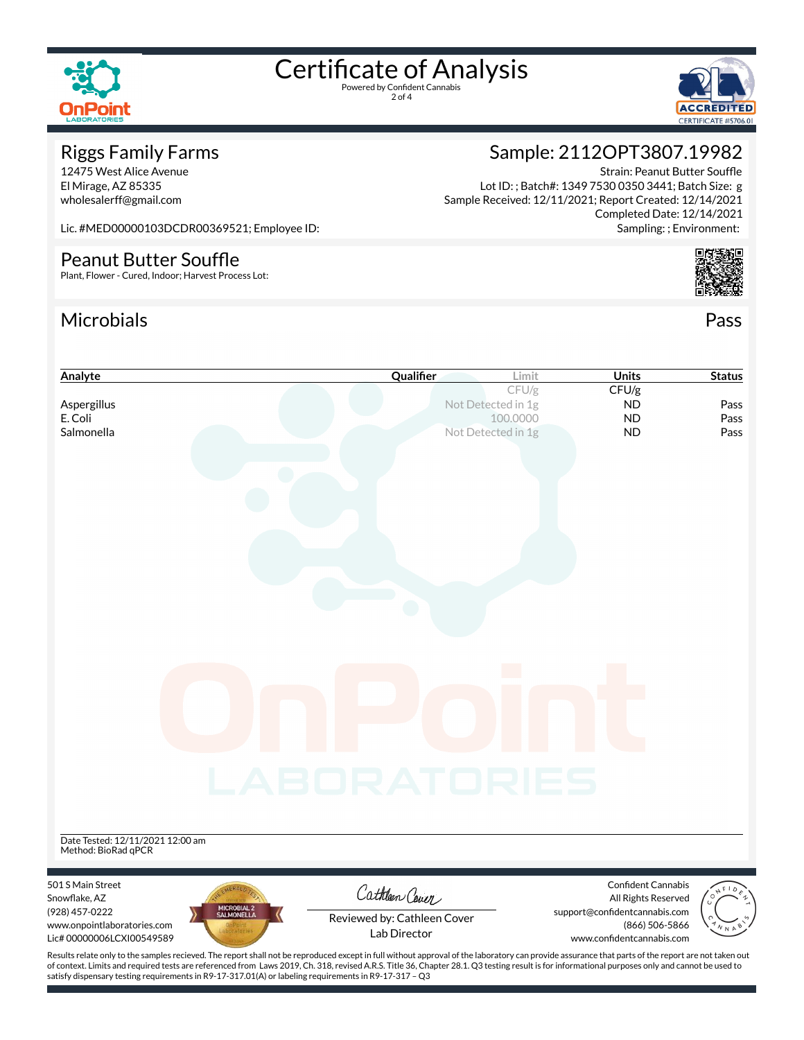# Certificate of Analysis

Powered by Confident Cannabis

## Riggs Family Farms

12475 West Alice Avenue
El Mirage, AZ 85335
wholesalerff@gmail.com

Lic. #MED00000103DCDR00369521; Employee ID:

## Sample: 2112OPT3807.19982

Strain: Peanut Butter Souffle
Lot ID: ; Batch#: 1349 7530 0350 3441; Batch Size: g
Sample Received: 12/11/2021; Report Created: 12/14/2021
Completed Date: 12/14/2021
Sampling: ; Environment:

## Peanut Butter Souffle

Plant, Flower - Cured, Indoor; Harvest Process Lot:

## Microbials

Pass

| Analyte | Qualifier | Limit | Units | Status |
|---|---|---|---|---|
| | | CFU/g | CFU/g | |
| Aspergillus | | Not Detected in 1g | ND | Pass |
| E. Coli | | 100.0000 | ND | Pass |
| Salmonella | | Not Detected in 1g | ND | Pass |

Date Tested: 12/11/2021 12:00 am
Method: BioRad qPCR

501 S Main Street
Snowflake, AZ
(928) 457-0222
www.onpointlaboratories.com
Lic# 00000006LCXI00549589

Reviewed by: Cathleen Cover
Lab Director

Confident Cannabis
All Rights Reserved
support@confidentcannabis.com
(866) 506-5866
www.confidentcannabis.com

Results relate only to the samples recieved. The report shall not be reproduced except in full without approval of the laboratory can provide assurance that parts of the report are not taken out of context. Limits and required tests are referenced from Laws 2019, Ch. 318, revised A.R.S. Title 36, Chapter 28.1. Q3 testing result is for informational purposes only and cannot be used to satisfy dispensary testing requirements in R9-17-317.01(A) or labeling requirements in R9-17-317 – Q3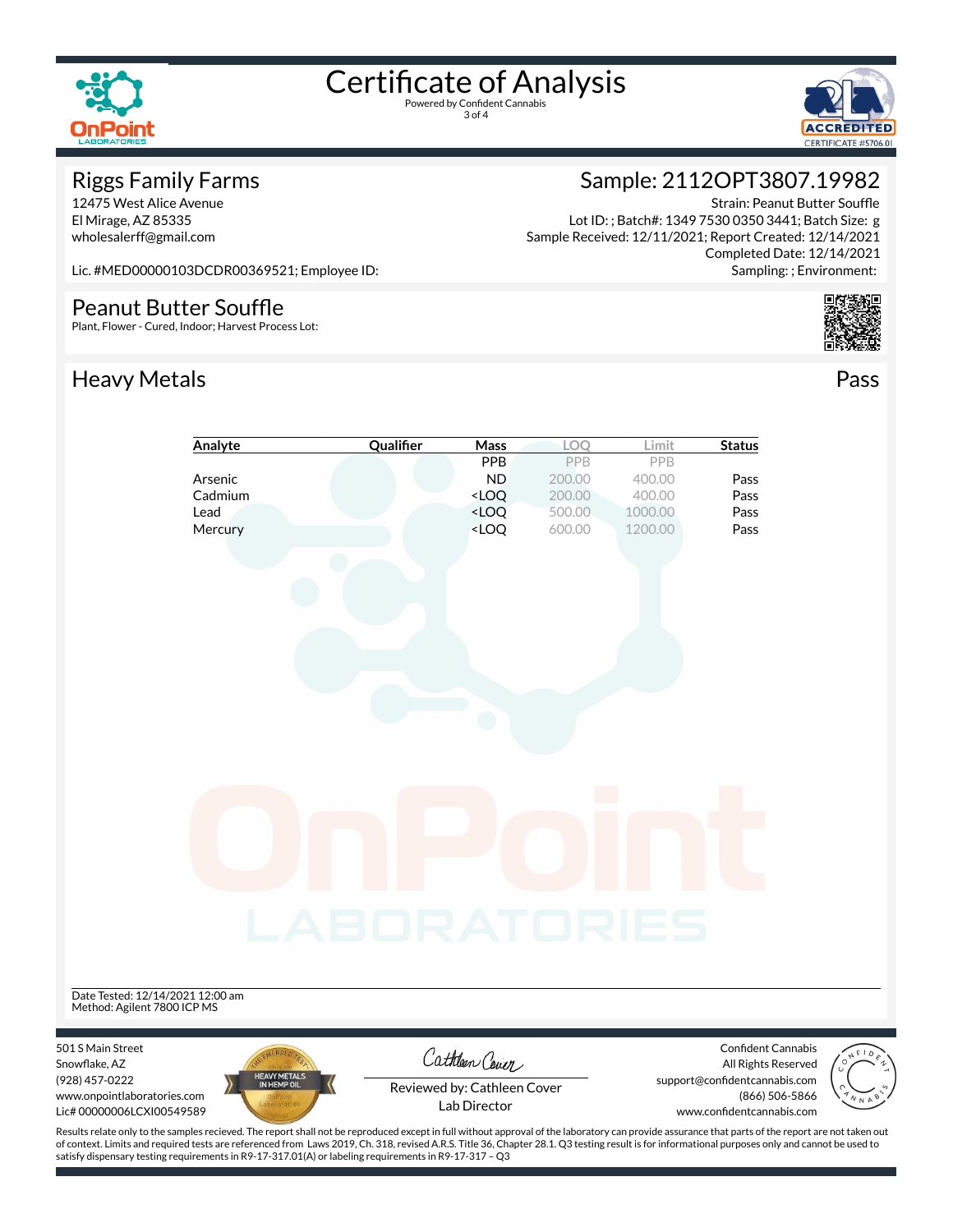# Certificate of Analysis

Powered by Confident Cannabis

## Riggs Family Farms

12475 West Alice Avenue
El Mirage, AZ 85335
wholesalerff@gmail.com

Lic. #MED00000103DCDR00369521; Employee ID:

## Sample: 2112OPT3807.19982

Strain: Peanut Butter Souffle
Lot ID: ; Batch#: 1349 7530 0350 3441; Batch Size: g
Sample Received: 12/11/2021; Report Created: 12/14/2021
Completed Date: 12/14/2021
Sampling: ; Environment:

## Peanut Butter Souffle

Plant, Flower - Cured, Indoor; Harvest Process Lot:

## Heavy Metals

Pass

| Analyte | Qualifier | Mass | LOQ | Limit | Status |
|---|---|---|---|---|---|
| | | PPB | PPB | PPB | |
| Arsenic | | ND | 200.00 | 400.00 | Pass |
| Cadmium | | <LOQ | 200.00 | 400.00 | Pass |
| Lead | | <LOQ | 500.00 | 1000.00 | Pass |
| Mercury | | <LOQ | 600.00 | 1200.00 | Pass |

Date Tested: 12/14/2021 12:00 am
Method: Agilent 7800 ICP MS

501 S Main Street
Snowflake, AZ
(928) 457-0222
www.onpointlaboratories.com
Lic# 00000006LCXI00549589

Reviewed by: Cathleen Cover
Lab Director

Confident Cannabis
All Rights Reserved
support@confidentcannabis.com
(866) 506-5866
www.confidentcannabis.com

Results relate only to the samples recieved. The report shall not be reproduced except in full without approval of the laboratory can provide assurance that parts of the report are not taken out of context. Limits and required tests are referenced from Laws 2019, Ch. 318, revised A.R.S. Title 36, Chapter 28.1. Q3 testing result is for informational purposes only and cannot be used to satisfy dispensary testing requirements in R9-17-317.01(A) or labeling requirements in R9-17-317 – Q3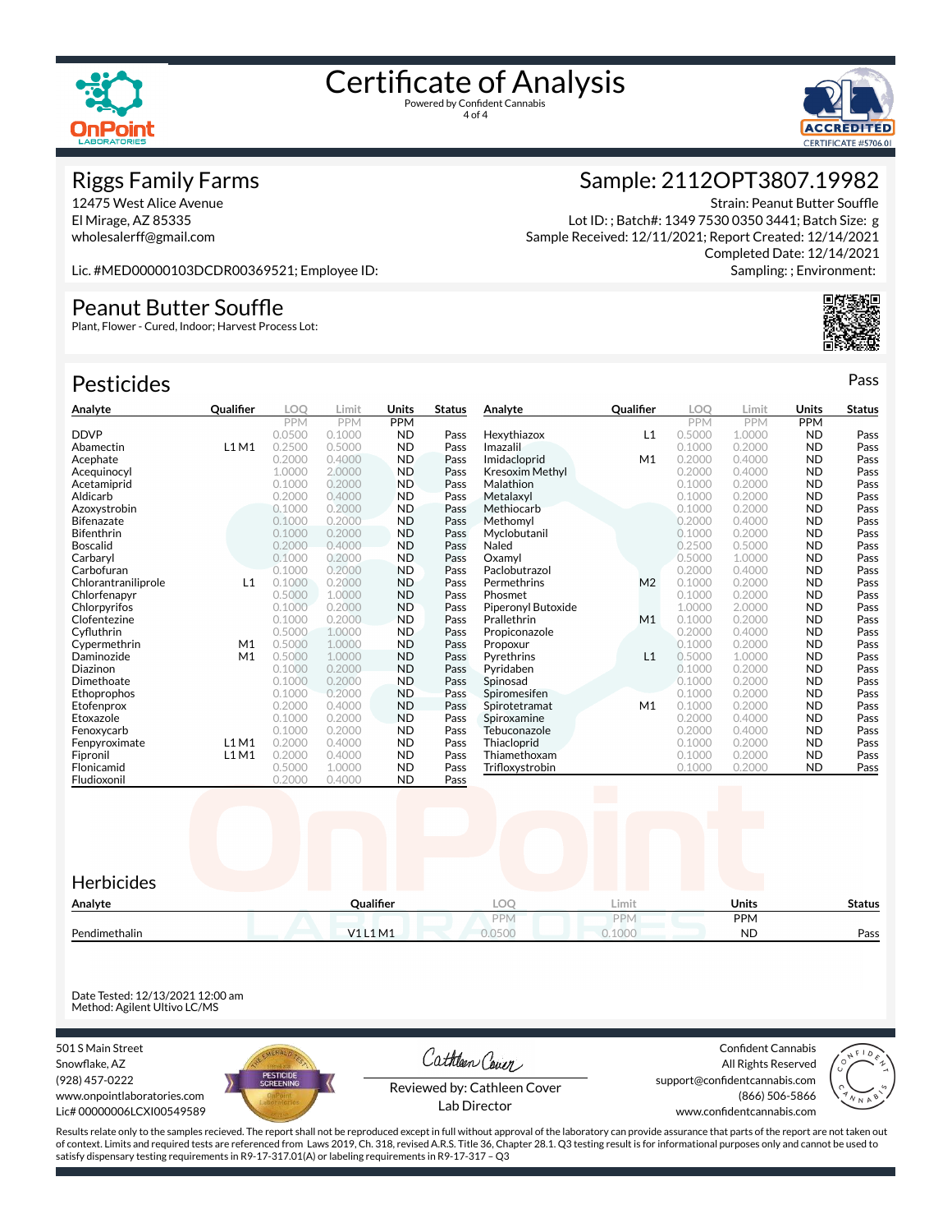# Certificate of Analysis

Powered by Confident Cannabis

## Riggs Family Farms

12475 West Alice Avenue
El Mirage, AZ 85335
wholesalerff@gmail.com

Lic. #MED00000103DCDR00369521; Employee ID:

## Sample: 2112OPT3807.19982

Strain: Peanut Butter Souffle
Lot ID: ; Batch#: 1349 7530 0350 3441; Batch Size: g
Sample Received: 12/11/2021; Report Created: 12/14/2021
Completed Date: 12/14/2021
Sampling: ; Environment:

## Peanut Butter Souffle

Plant, Flower - Cured, Indoor; Harvest Process Lot:

## Pesticides

Pass

| Analyte | Qualifier | LOQ | Limit | Units | Status |
|---|---|---|---|---|---|
| | | PPM | PPM | PPM | |
| DDVP | | 0.0500 | 0.1000 | ND | Pass |
| Abamectin | L1 M1 | 0.2500 | 0.5000 | ND | Pass |
| Acephate | | 0.2000 | 0.4000 | ND | Pass |
| Acequinocyl | | 1.0000 | 2.0000 | ND | Pass |
| Acetamiprid | | 0.1000 | 0.2000 | ND | Pass |
| Aldicarb | | 0.2000 | 0.4000 | ND | Pass |
| Azoxystrobin | | 0.1000 | 0.2000 | ND | Pass |
| Bifenazate | | 0.1000 | 0.2000 | ND | Pass |
| Bifenthrin | | 0.1000 | 0.2000 | ND | Pass |
| Boscalid | | 0.2000 | 0.4000 | ND | Pass |
| Carbaryl | | 0.1000 | 0.2000 | ND | Pass |
| Carbofuran | | 0.1000 | 0.2000 | ND | Pass |
| Chlorantraniliprole | L1 | 0.1000 | 0.2000 | ND | Pass |
| Chlorfenapyr | | 0.5000 | 1.0000 | ND | Pass |
| Chlorpyrifos | | 0.1000 | 0.2000 | ND | Pass |
| Clofentezine | | 0.1000 | 0.2000 | ND | Pass |
| Cyfluthrin | | 0.5000 | 1.0000 | ND | Pass |
| Cypermethrin | M1 | 0.5000 | 1.0000 | ND | Pass |
| Daminozide | M1 | 0.5000 | 1.0000 | ND | Pass |
| Diazinon | | 0.1000 | 0.2000 | ND | Pass |
| Dimethoate | | 0.1000 | 0.2000 | ND | Pass |
| Ethoprophos | | 0.1000 | 0.2000 | ND | Pass |
| Etofenprox | | 0.2000 | 0.4000 | ND | Pass |
| Etoxazole | | 0.1000 | 0.2000 | ND | Pass |
| Fenoxycarb | | 0.1000 | 0.2000 | ND | Pass |
| Fenpyroximate | L1 M1 | 0.2000 | 0.4000 | ND | Pass |
| Fipronil | L1 M1 | 0.2000 | 0.4000 | ND | Pass |
| Flonicamid | | 0.5000 | 1.0000 | ND | Pass |
| Fludioxonil | | 0.2000 | 0.4000 | ND | Pass |
| Hexythiazox | L1 | 0.5000 | 1.0000 | ND | Pass |
| Imazalil | | 0.1000 | 0.2000 | ND | Pass |
| Imidacloprid | M1 | 0.2000 | 0.4000 | ND | Pass |
| Kresoxim Methyl | | 0.2000 | 0.4000 | ND | Pass |
| Malathion | | 0.1000 | 0.2000 | ND | Pass |
| Metalaxyl | | 0.1000 | 0.2000 | ND | Pass |
| Methiocarb | | 0.1000 | 0.2000 | ND | Pass |
| Methomyl | | 0.2000 | 0.4000 | ND | Pass |
| Myclobutanil | | 0.1000 | 0.2000 | ND | Pass |
| Naled | | 0.2500 | 0.5000 | ND | Pass |
| Oxamyl | | 0.5000 | 1.0000 | ND | Pass |
| Paclobutrazol | | 0.2000 | 0.4000 | ND | Pass |
| Permethrins | M2 | 0.1000 | 0.2000 | ND | Pass |
| Phosmet | | 0.1000 | 0.2000 | ND | Pass |
| Piperonyl Butoxide | | 1.0000 | 2.0000 | ND | Pass |
| Prallethrin | M1 | 0.1000 | 0.2000 | ND | Pass |
| Propiconazole | | 0.2000 | 0.4000 | ND | Pass |
| Propoxur | | 0.1000 | 0.2000 | ND | Pass |
| Pyrethrins | L1 | 0.5000 | 1.0000 | ND | Pass |
| Pyridaben | | 0.1000 | 0.2000 | ND | Pass |
| Spinosad | | 0.1000 | 0.2000 | ND | Pass |
| Spiromesifen | | 0.1000 | 0.2000 | ND | Pass |
| Spirotetramat | M1 | 0.1000 | 0.2000 | ND | Pass |
| Spiroxamine | | 0.2000 | 0.4000 | ND | Pass |
| Tebuconazole | | 0.2000 | 0.4000 | ND | Pass |
| Thiacloprid | | 0.1000 | 0.2000 | ND | Pass |
| Thiamethoxam | | 0.1000 | 0.2000 | ND | Pass |
| Trifloxystrobin | | 0.1000 | 0.2000 | ND | Pass |

## Herbicides

| Analyte | Qualifier | LOQ | Limit | Units | Status |
|---|---|---|---|---|---|
| | | PPM | PPM | PPM | |
| Pendimethalin | V1 L1 M1 | 0.0500 | 0.1000 | ND | Pass |

Date Tested: 12/13/2021 12:00 am
Method: Agilent Ultivo LC/MS

501 S Main Street
Snowflake, AZ
(928) 457-0222
www.onpointlaboratories.com
Lic# 00000006LCXI00549589

Reviewed by: Cathleen Cover
Lab Director

Confident Cannabis
All Rights Reserved
support@confidentcannabis.com
(866) 506-5866
www.confidentcannabis.com

Results relate only to the samples recieved. The report shall not be reproduced except in full without approval of the laboratory can provide assurance that parts of the report are not taken out of context. Limits and required tests are referenced from Laws 2019, Ch. 318, revised A.R.S. Title 36, Chapter 28.1. Q3 testing result is for informational purposes only and cannot be used to satisfy dispensary testing requirements in R9-17-317.01(A) or labeling requirements in R9-17-317 – Q3